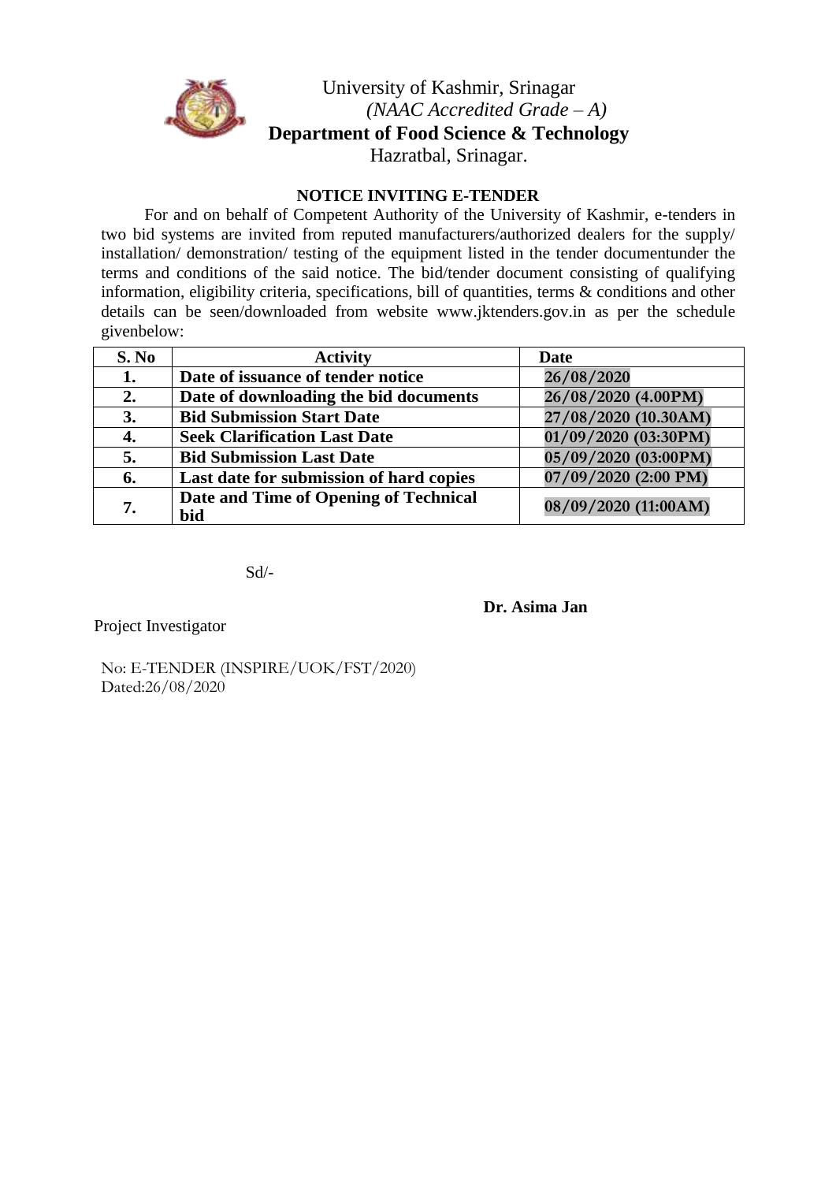# University of Kashmir, Srinagar

*(NAAC Accredited Grade – A)*

## Department of Food Science & Technology

Hazratbal, Srinagar.

### NOTICE INVITING E-TENDER

For and on behalf of Competent Authority of the University of Kashmir, e-tenders in two bid systems are invited from reputed manufacturers/authorized dealers for the supply/ installation/ demonstration/ testing of the equipment listed in the tender documentunder the terms and conditions of the said notice. The bid/tender document consisting of qualifying information, eligibility criteria, specifications, bill of quantities, terms & conditions and other details can be seen/downloaded from website www.jktenders.gov.in as per the schedule givenbelow:

| S. No | Activity | Date |
|---|---|---|
| **1.** | **Date of issuance of tender notice** | **26/08/2020** |
| **2.** | **Date of downloading the bid documents** | **26/08/2020 (4.00PM)** |
| **3.** | **Bid Submission Start Date** | **27/08/2020 (10.30AM)** |
| **4.** | **Seek Clarification Last Date** | **01/09/2020 (03:30PM)** |
| **5.** | **Bid Submission Last Date** | **05/09/2020 (03:00PM)** |
| **6.** | **Last date for submission of hard copies** | **07/09/2020 (2:00 PM)** |
| **7.** | **Date and Time of Opening of Technical bid** | **08/09/2020 (11:00AM)** |

Sd/-

**Dr. Asima Jan**

Project Investigator

No: E-TENDER (INSPIRE/UOK/FST/2020)
Dated:26/08/2020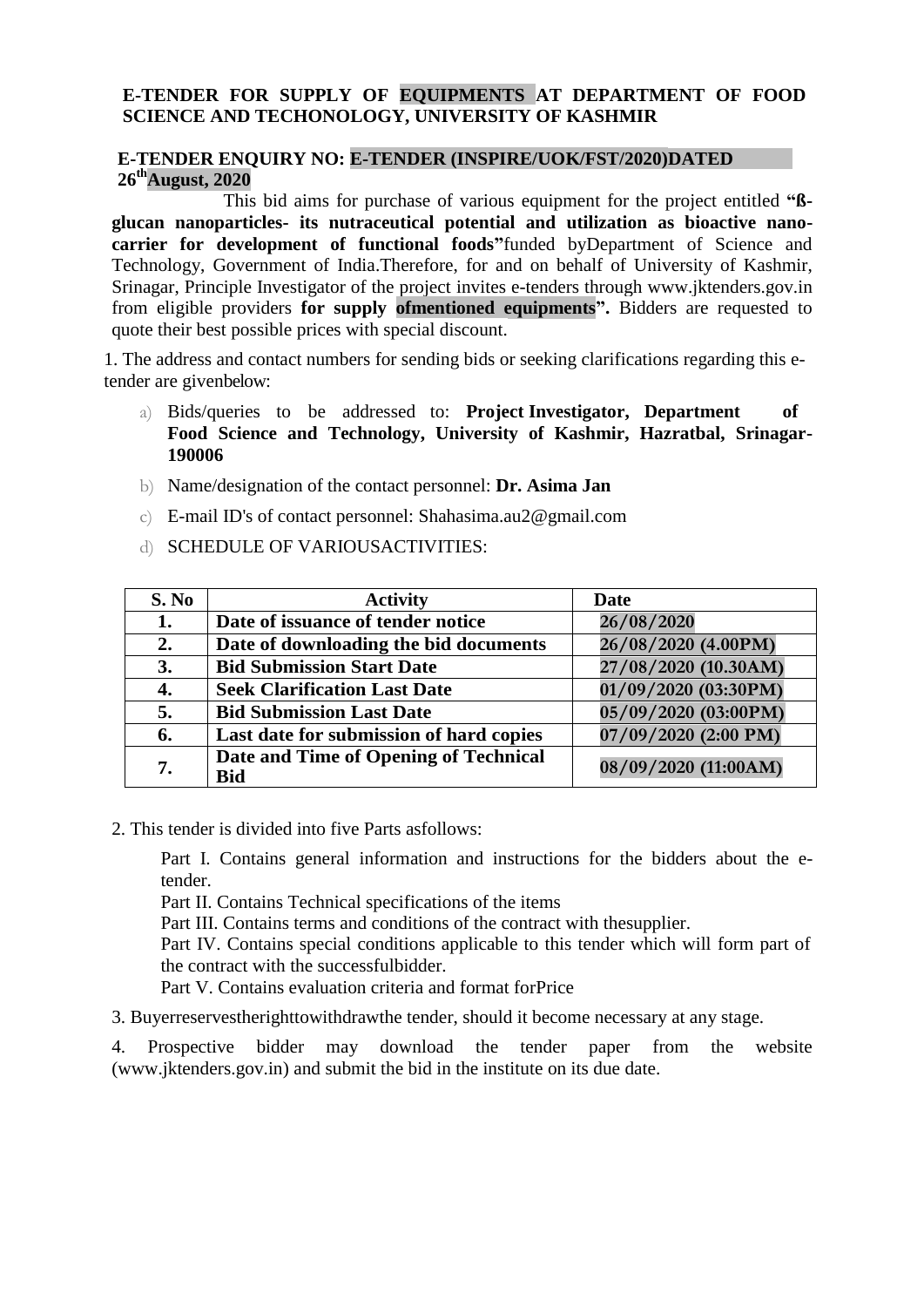**E-TENDER FOR SUPPLY OF EQUIPMENTS AT DEPARTMENT OF FOOD SCIENCE AND TECHONOLOGY, UNIVERSITY OF KASHMIR**

**E-TENDER ENQUIRY NO: E-TENDER (INSPIRE/UOK/FST/2020)DATED 26[th]August, 2020**

This bid aims for purchase of various equipment for the project entitled **"ß-glucan nanoparticles- its nutraceutical potential and utilization as bioactive nano-carrier for development of functional foods"**funded byDepartment of Science and Technology, Government of India.Therefore, for and on behalf of University of Kashmir, Srinagar, Principle Investigator of the project invites e-tenders through www.jktenders.gov.in from eligible providers **for supply ofmentioned equipments".** Bidders are requested to quote their best possible prices with special discount.

1. The address and contact numbers for sending bids or seeking clarifications regarding this e-tender are givenbelow:

a) Bids/queries to be addressed to: **Project Investigator, Department of Food Science and Technology, University of Kashmir, Hazratbal, Srinagar-190006**

b) Name/designation of the contact personnel: **Dr. Asima Jan**

c) E-mail ID's of contact personnel: Shahasima.au2@gmail.com

d) SCHEDULE OF VARIOUSACTIVITIES:

| S. No | Activity | Date |
|---|---|---|
| **1.** | **Date of issuance of tender notice** | **26/08/2020** |
| **2.** | **Date of downloading the bid documents** | **26/08/2020 (4.00PM)** |
| **3.** | **Bid Submission Start Date** | **27/08/2020 (10.30AM)** |
| **4.** | **Seek Clarification Last Date** | **01/09/2020 (03:30PM)** |
| **5.** | **Bid Submission Last Date** | **05/09/2020 (03:00PM)** |
| **6.** | **Last date for submission of hard copies** | **07/09/2020 (2:00 PM)** |
| **7.** | **Date and Time of Opening of Technical Bid** | **08/09/2020 (11:00AM)** |

2. This tender is divided into five Parts asfollows:

Part I. Contains general information and instructions for the bidders about the e-tender.
Part II. Contains Technical specifications of the items
Part III. Contains terms and conditions of the contract with thesupplier.
Part IV. Contains special conditions applicable to this tender which will form part of the contract with the successfulbidder.
Part V. Contains evaluation criteria and format forPrice

3. Buyerreservestherighttowithdrawthe tender, should it become necessary at any stage.

4. Prospective bidder may download the tender paper from the website (www.jktenders.gov.in) and submit the bid in the institute on its due date.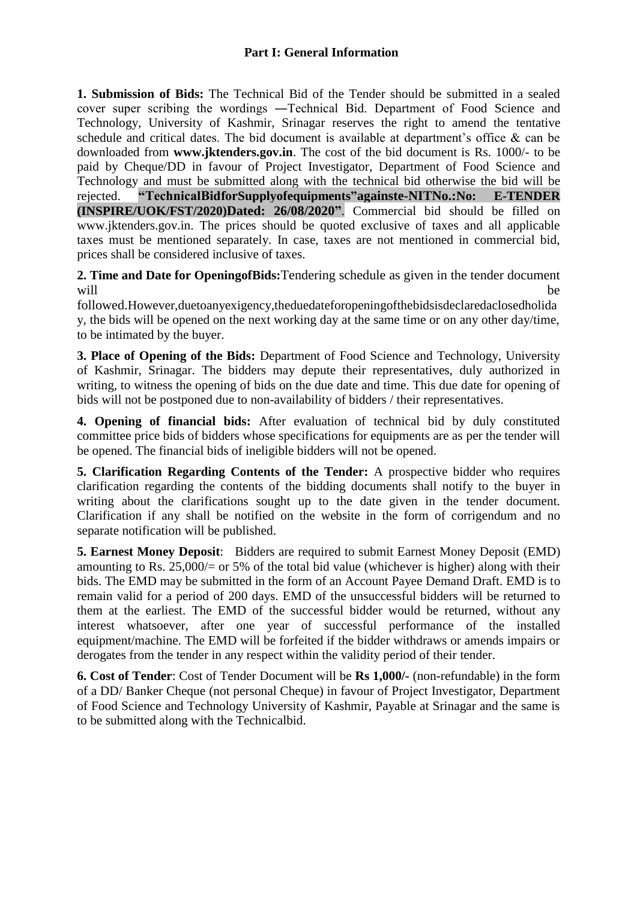## Part I: General Information

**1. Submission of Bids:** The Technical Bid of the Tender should be submitted in a sealed cover super scribing the wordings ―Technical Bid. Department of Food Science and Technology, University of Kashmir, Srinagar reserves the right to amend the tentative schedule and critical dates. The bid document is available at department's office & can be downloaded from **www.jktenders.gov.in**. The cost of the bid document is Rs. 1000/- to be paid by Cheque/DD in favour of Project Investigator, Department of Food Science and Technology and must be submitted along with the technical bid otherwise the bid will be rejected. **"TechnicalBidforSupplyofequipments"againste-NITNo.:No: E-TENDER (INSPIRE/UOK/FST/2020)Dated: 26/08/2020"**. Commercial bid should be filled on www.jktenders.gov.in. The prices should be quoted exclusive of taxes and all applicable taxes must be mentioned separately. In case, taxes are not mentioned in commercial bid, prices shall be considered inclusive of taxes.

**2. Time and Date for OpeningofBids:**Tendering schedule as given in the tender document will be followed.However,duetoanyexigency,theduedateforopeningofthebidsisdeclaredaclosedholiday, the bids will be opened on the next working day at the same time or on any other day/time, to be intimated by the buyer.

**3. Place of Opening of the Bids:** Department of Food Science and Technology, University of Kashmir, Srinagar. The bidders may depute their representatives, duly authorized in writing, to witness the opening of bids on the due date and time. This due date for opening of bids will not be postponed due to non-availability of bidders / their representatives.

**4. Opening of financial bids:** After evaluation of technical bid by duly constituted committee price bids of bidders whose specifications for equipments are as per the tender will be opened. The financial bids of ineligible bidders will not be opened.

**5. Clarification Regarding Contents of the Tender:** A prospective bidder who requires clarification regarding the contents of the bidding documents shall notify to the buyer in writing about the clarifications sought up to the date given in the tender document. Clarification if any shall be notified on the website in the form of corrigendum and no separate notification will be published.

**5. Earnest Money Deposit**: Bidders are required to submit Earnest Money Deposit (EMD) amounting to Rs. 25,000/= or 5% of the total bid value (whichever is higher) along with their bids. The EMD may be submitted in the form of an Account Payee Demand Draft. EMD is to remain valid for a period of 200 days. EMD of the unsuccessful bidders will be returned to them at the earliest. The EMD of the successful bidder would be returned, without any interest whatsoever, after one year of successful performance of the installed equipment/machine. The EMD will be forfeited if the bidder withdraws or amends impairs or derogates from the tender in any respect within the validity period of their tender.

**6. Cost of Tender**: Cost of Tender Document will be **Rs 1,000/-** (non-refundable) in the form of a DD/ Banker Cheque (not personal Cheque) in favour of Project Investigator, Department of Food Science and Technology University of Kashmir, Payable at Srinagar and the same is to be submitted along with the Technicalbid.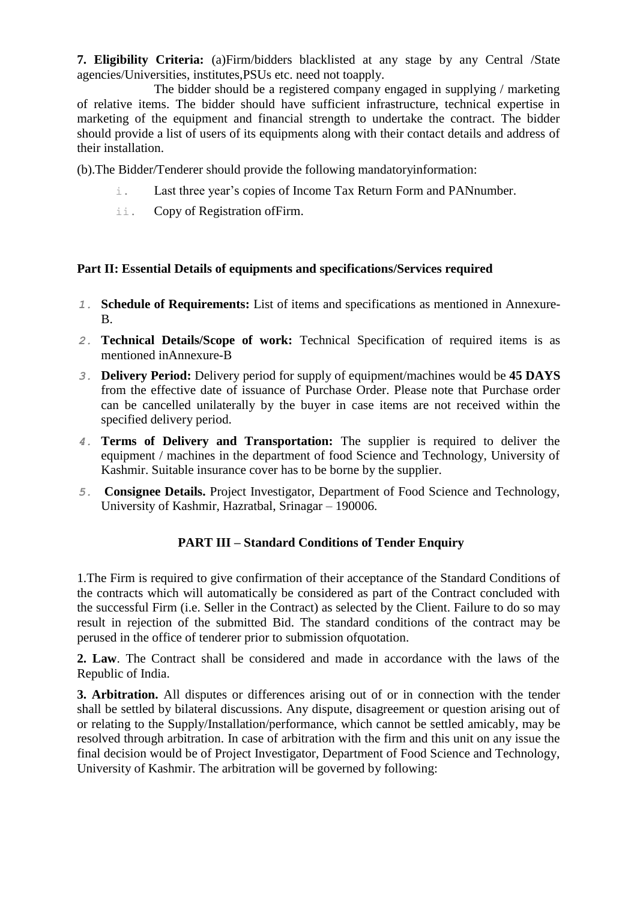**7. Eligibility Criteria:** (a)Firm/bidders blacklisted at any stage by any Central /State agencies/Universities, institutes,PSUs etc. need not toapply.

The bidder should be a registered company engaged in supplying / marketing of relative items. The bidder should have sufficient infrastructure, technical expertise in marketing of the equipment and financial strength to undertake the contract. The bidder should provide a list of users of its equipments along with their contact details and address of their installation.

(b).The Bidder/Tenderer should provide the following mandatoryinformation:

i. Last three year's copies of Income Tax Return Form and PANnumber.

ii. Copy of Registration ofFirm.

**Part II: Essential Details of equipments and specifications/Services required**

1. **Schedule of Requirements:** List of items and specifications as mentioned in Annexure-B.
2. **Technical Details/Scope of work:** Technical Specification of required items is as mentioned inAnnexure-B
3. **Delivery Period:** Delivery period for supply of equipment/machines would be **45 DAYS** from the effective date of issuance of Purchase Order. Please note that Purchase order can be cancelled unilaterally by the buyer in case items are not received within the specified delivery period.
4. **Terms of Delivery and Transportation:** The supplier is required to deliver the equipment / machines in the department of food Science and Technology, University of Kashmir. Suitable insurance cover has to be borne by the supplier.
5. **Consignee Details.** Project Investigator, Department of Food Science and Technology, University of Kashmir, Hazratbal, Srinagar – 190006.

**PART III – Standard Conditions of Tender Enquiry**

1.The Firm is required to give confirmation of their acceptance of the Standard Conditions of the contracts which will automatically be considered as part of the Contract concluded with the successful Firm (i.e. Seller in the Contract) as selected by the Client. Failure to do so may result in rejection of the submitted Bid. The standard conditions of the contract may be perused in the office of tenderer prior to submission ofquotation.

**2. Law**. The Contract shall be considered and made in accordance with the laws of the Republic of India.

**3. Arbitration.** All disputes or differences arising out of or in connection with the tender shall be settled by bilateral discussions. Any dispute, disagreement or question arising out of or relating to the Supply/Installation/performance, which cannot be settled amicably, may be resolved through arbitration. In case of arbitration with the firm and this unit on any issue the final decision would be of Project Investigator, Department of Food Science and Technology, University of Kashmir. The arbitration will be governed by following: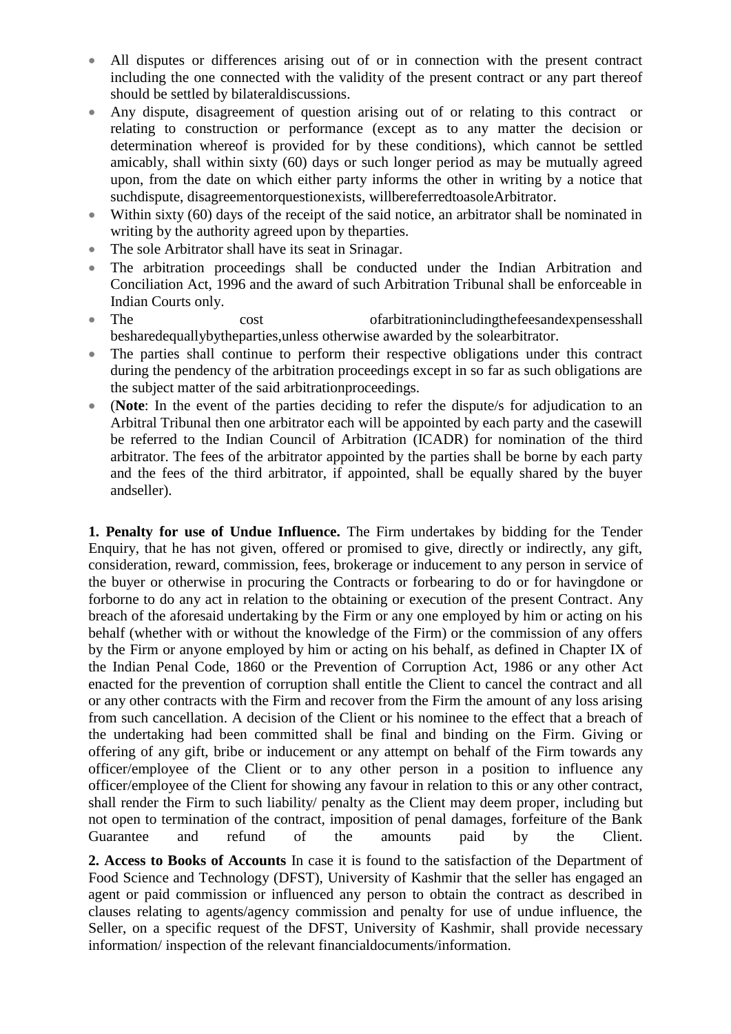- All disputes or differences arising out of or in connection with the present contract including the one connected with the validity of the present contract or any part thereof should be settled by bilateraldiscussions.
- Any dispute, disagreement of question arising out of or relating to this contract or relating to construction or performance (except as to any matter the decision or determination whereof is provided for by these conditions), which cannot be settled amicably, shall within sixty (60) days or such longer period as may be mutually agreed upon, from the date on which either party informs the other in writing by a notice that suchdispute, disagreementorquestionexists, willbereferredtoasoleArbitrator.
- Within sixty (60) days of the receipt of the said notice, an arbitrator shall be nominated in writing by the authority agreed upon by theparties.
- The sole Arbitrator shall have its seat in Srinagar.
- The arbitration proceedings shall be conducted under the Indian Arbitration and Conciliation Act, 1996 and the award of such Arbitration Tribunal shall be enforceable in Indian Courts only.
- The cost ofarbitrationincludingthefeesandexpensesshall besharedequallybytheparties,unless otherwise awarded by the solearbitrator.
- The parties shall continue to perform their respective obligations under this contract during the pendency of the arbitration proceedings except in so far as such obligations are the subject matter of the said arbitrationproceedings.
- (**Note**: In the event of the parties deciding to refer the dispute/s for adjudication to an Arbitral Tribunal then one arbitrator each will be appointed by each party and the casewill be referred to the Indian Council of Arbitration (ICADR) for nomination of the third arbitrator. The fees of the arbitrator appointed by the parties shall be borne by each party and the fees of the third arbitrator, if appointed, shall be equally shared by the buyer andseller).

**1. Penalty for use of Undue Influence.** The Firm undertakes by bidding for the Tender Enquiry, that he has not given, offered or promised to give, directly or indirectly, any gift, consideration, reward, commission, fees, brokerage or inducement to any person in service of the buyer or otherwise in procuring the Contracts or forbearing to do or for havingdone or forborne to do any act in relation to the obtaining or execution of the present Contract. Any breach of the aforesaid undertaking by the Firm or any one employed by him or acting on his behalf (whether with or without the knowledge of the Firm) or the commission of any offers by the Firm or anyone employed by him or acting on his behalf, as defined in Chapter IX of the Indian Penal Code, 1860 or the Prevention of Corruption Act, 1986 or any other Act enacted for the prevention of corruption shall entitle the Client to cancel the contract and all or any other contracts with the Firm and recover from the Firm the amount of any loss arising from such cancellation. A decision of the Client or his nominee to the effect that a breach of the undertaking had been committed shall be final and binding on the Firm. Giving or offering of any gift, bribe or inducement or any attempt on behalf of the Firm towards any officer/employee of the Client or to any other person in a position to influence any officer/employee of the Client for showing any favour in relation to this or any other contract, shall render the Firm to such liability/ penalty as the Client may deem proper, including but not open to termination of the contract, imposition of penal damages, forfeiture of the Bank Guarantee and refund of the amounts paid by the Client.

**2. Access to Books of Accounts** In case it is found to the satisfaction of the Department of Food Science and Technology (DFST), University of Kashmir that the seller has engaged an agent or paid commission or influenced any person to obtain the contract as described in clauses relating to agents/agency commission and penalty for use of undue influence, the Seller, on a specific request of the DFST, University of Kashmir, shall provide necessary information/ inspection of the relevant financialdocuments/information.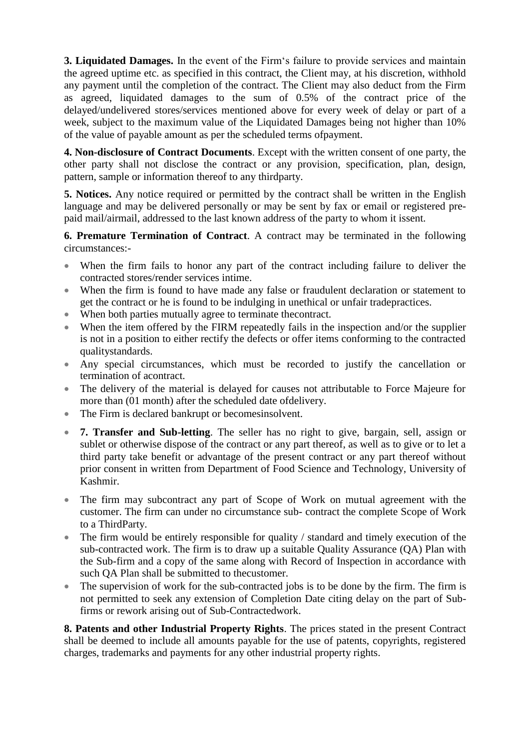**3. Liquidated Damages.** In the event of the Firm's failure to provide services and maintain the agreed uptime etc. as specified in this contract, the Client may, at his discretion, withhold any payment until the completion of the contract. The Client may also deduct from the Firm as agreed, liquidated damages to the sum of 0.5% of the contract price of the delayed/undelivered stores/services mentioned above for every week of delay or part of a week, subject to the maximum value of the Liquidated Damages being not higher than 10% of the value of payable amount as per the scheduled terms ofpayment.

**4. Non-disclosure of Contract Documents**. Except with the written consent of one party, the other party shall not disclose the contract or any provision, specification, plan, design, pattern, sample or information thereof to any thirdparty.

**5. Notices.** Any notice required or permitted by the contract shall be written in the English language and may be delivered personally or may be sent by fax or email or registered pre-paid mail/airmail, addressed to the last known address of the party to whom it issent.

**6. Premature Termination of Contract**. A contract may be terminated in the following circumstances:-

- When the firm fails to honor any part of the contract including failure to deliver the contracted stores/render services intime.
- When the firm is found to have made any false or fraudulent declaration or statement to get the contract or he is found to be indulging in unethical or unfair tradepractices.
- When both parties mutually agree to terminate thecontract.
- When the item offered by the FIRM repeatedly fails in the inspection and/or the supplier is not in a position to either rectify the defects or offer items conforming to the contracted qualitystandards.
- Any special circumstances, which must be recorded to justify the cancellation or termination of acontract.
- The delivery of the material is delayed for causes not attributable to Force Majeure for more than (01 month) after the scheduled date ofdelivery.
- The Firm is declared bankrupt or becomesinsolvent.

- **7. Transfer and Sub-letting**. The seller has no right to give, bargain, sell, assign or sublet or otherwise dispose of the contract or any part thereof, as well as to give or to let a third party take benefit or advantage of the present contract or any part thereof without prior consent in written from Department of Food Science and Technology, University of Kashmir.

- The firm may subcontract any part of Scope of Work on mutual agreement with the customer. The firm can under no circumstance sub- contract the complete Scope of Work to a ThirdParty.
- The firm would be entirely responsible for quality / standard and timely execution of the sub-contracted work. The firm is to draw up a suitable Quality Assurance (QA) Plan with the Sub-firm and a copy of the same along with Record of Inspection in accordance with such QA Plan shall be submitted to thecustomer.
- The supervision of work for the sub-contracted jobs is to be done by the firm. The firm is not permitted to seek any extension of Completion Date citing delay on the part of Sub-firms or rework arising out of Sub-Contractedwork.

**8. Patents and other Industrial Property Rights**. The prices stated in the present Contract shall be deemed to include all amounts payable for the use of patents, copyrights, registered charges, trademarks and payments for any other industrial property rights.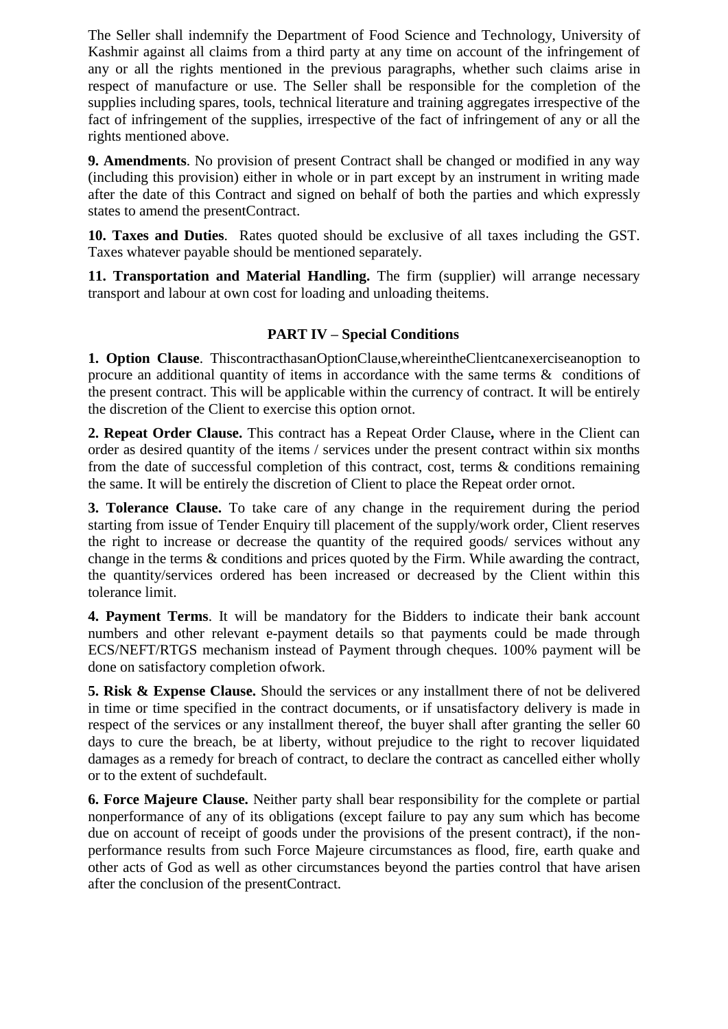The Seller shall indemnify the Department of Food Science and Technology, University of Kashmir against all claims from a third party at any time on account of the infringement of any or all the rights mentioned in the previous paragraphs, whether such claims arise in respect of manufacture or use. The Seller shall be responsible for the completion of the supplies including spares, tools, technical literature and training aggregates irrespective of the fact of infringement of the supplies, irrespective of the fact of infringement of any or all the rights mentioned above.

**9. Amendments**. No provision of present Contract shall be changed or modified in any way (including this provision) either in whole or in part except by an instrument in writing made after the date of this Contract and signed on behalf of both the parties and which expressly states to amend the presentContract.

**10. Taxes and Duties**. Rates quoted should be exclusive of all taxes including the GST. Taxes whatever payable should be mentioned separately.

**11. Transportation and Material Handling.** The firm (supplier) will arrange necessary transport and labour at own cost for loading and unloading theitems.

## PART IV – Special Conditions

**1. Option Clause**. ThiscontracthasanOptionClause,whereintheClientcanexerciseanoption to procure an additional quantity of items in accordance with the same terms & conditions of the present contract. This will be applicable within the currency of contract. It will be entirely the discretion of the Client to exercise this option ornot.

**2. Repeat Order Clause.** This contract has a Repeat Order Clause**,** where in the Client can order as desired quantity of the items / services under the present contract within six months from the date of successful completion of this contract, cost, terms & conditions remaining the same. It will be entirely the discretion of Client to place the Repeat order ornot.

**3. Tolerance Clause.** To take care of any change in the requirement during the period starting from issue of Tender Enquiry till placement of the supply/work order, Client reserves the right to increase or decrease the quantity of the required goods/ services without any change in the terms & conditions and prices quoted by the Firm. While awarding the contract, the quantity/services ordered has been increased or decreased by the Client within this tolerance limit.

**4. Payment Terms**. It will be mandatory for the Bidders to indicate their bank account numbers and other relevant e-payment details so that payments could be made through ECS/NEFT/RTGS mechanism instead of Payment through cheques. 100% payment will be done on satisfactory completion ofwork.

**5. Risk & Expense Clause.** Should the services or any installment there of not be delivered in time or time specified in the contract documents, or if unsatisfactory delivery is made in respect of the services or any installment thereof, the buyer shall after granting the seller 60 days to cure the breach, be at liberty, without prejudice to the right to recover liquidated damages as a remedy for breach of contract, to declare the contract as cancelled either wholly or to the extent of suchdefault.

**6. Force Majeure Clause.** Neither party shall bear responsibility for the complete or partial nonperformance of any of its obligations (except failure to pay any sum which has become due on account of receipt of goods under the provisions of the present contract), if the non-performance results from such Force Majeure circumstances as flood, fire, earth quake and other acts of God as well as other circumstances beyond the parties control that have arisen after the conclusion of the presentContract.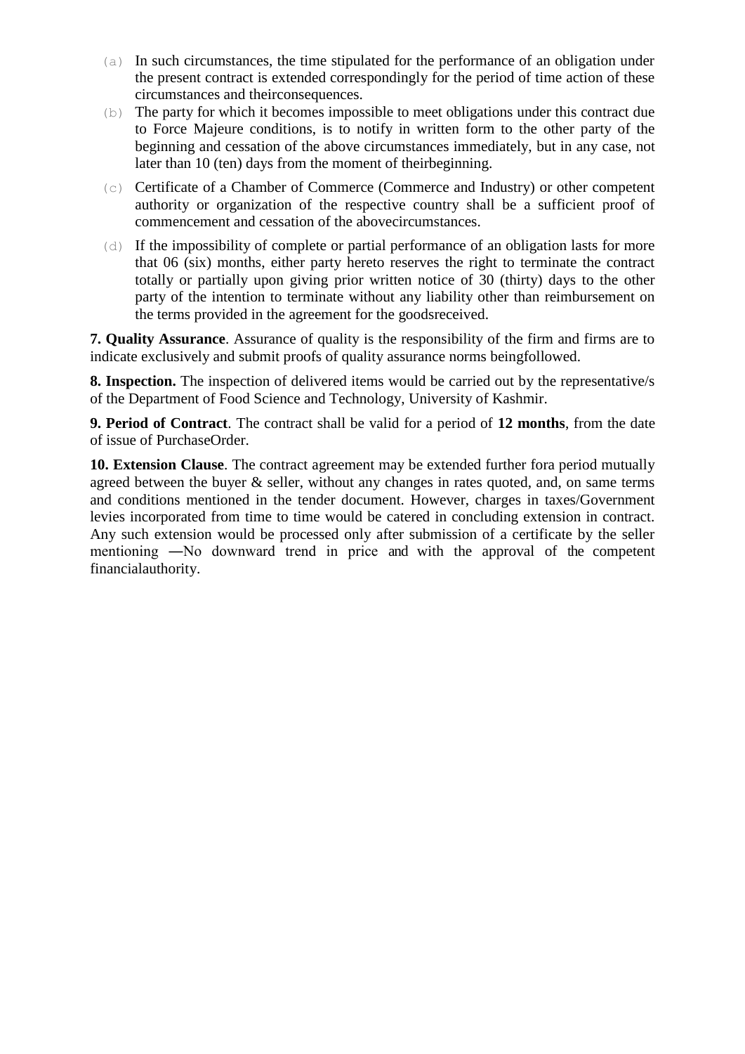(a) In such circumstances, the time stipulated for the performance of an obligation under the present contract is extended correspondingly for the period of time action of these circumstances and theirconsequences.

(b) The party for which it becomes impossible to meet obligations under this contract due to Force Majeure conditions, is to notify in written form to the other party of the beginning and cessation of the above circumstances immediately, but in any case, not later than 10 (ten) days from the moment of theirbeginning.

(c) Certificate of a Chamber of Commerce (Commerce and Industry) or other competent authority or organization of the respective country shall be a sufficient proof of commencement and cessation of the abovecircumstances.

(d) If the impossibility of complete or partial performance of an obligation lasts for more that 06 (six) months, either party hereto reserves the right to terminate the contract totally or partially upon giving prior written notice of 30 (thirty) days to the other party of the intention to terminate without any liability other than reimbursement on the terms provided in the agreement for the goodsreceived.

**7. Quality Assurance**. Assurance of quality is the responsibility of the firm and firms are to indicate exclusively and submit proofs of quality assurance norms beingfollowed.

**8. Inspection.** The inspection of delivered items would be carried out by the representative/s of the Department of Food Science and Technology, University of Kashmir.

**9. Period of Contract**. The contract shall be valid for a period of **12 months**, from the date of issue of PurchaseOrder.

**10. Extension Clause**. The contract agreement may be extended further fora period mutually agreed between the buyer & seller, without any changes in rates quoted, and, on same terms and conditions mentioned in the tender document. However, charges in taxes/Government levies incorporated from time to time would be catered in concluding extension in contract. Any such extension would be processed only after submission of a certificate by the seller mentioning ―No downward trend in price and with the approval of the competent financialauthority.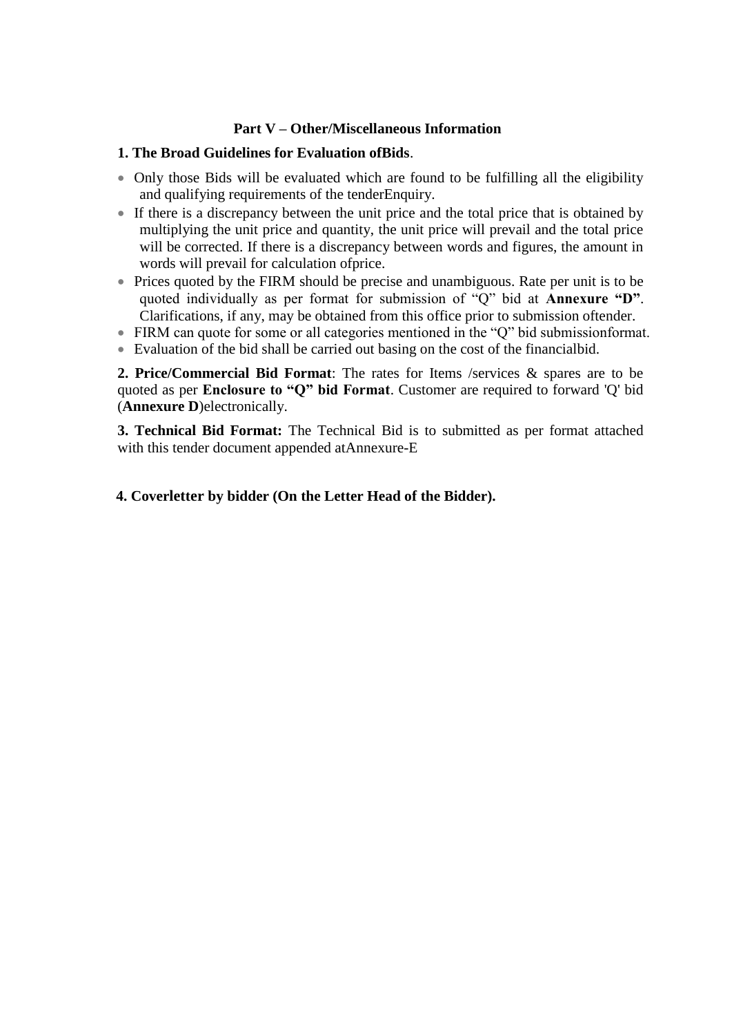**Part V – Other/Miscellaneous Information**

**1. The Broad Guidelines for Evaluation ofBids**.

- Only those Bids will be evaluated which are found to be fulfilling all the eligibility and qualifying requirements of the tenderEnquiry.
- If there is a discrepancy between the unit price and the total price that is obtained by multiplying the unit price and quantity, the unit price will prevail and the total price will be corrected. If there is a discrepancy between words and figures, the amount in words will prevail for calculation ofprice.
- Prices quoted by the FIRM should be precise and unambiguous. Rate per unit is to be quoted individually as per format for submission of "Q" bid at **Annexure "D"**. Clarifications, if any, may be obtained from this office prior to submission oftender.
- FIRM can quote for some or all categories mentioned in the "Q" bid submissionformat.
- Evaluation of the bid shall be carried out basing on the cost of the financialbid.

**2. Price/Commercial Bid Format**: The rates for Items /services & spares are to be quoted as per **Enclosure to "Q" bid Format**. Customer are required to forward 'Q' bid (**Annexure D**)electronically.

**3. Technical Bid Format:** The Technical Bid is to submitted as per format attached with this tender document appended atAnnexure-E

**4. Coverletter by bidder (On the Letter Head of the Bidder).**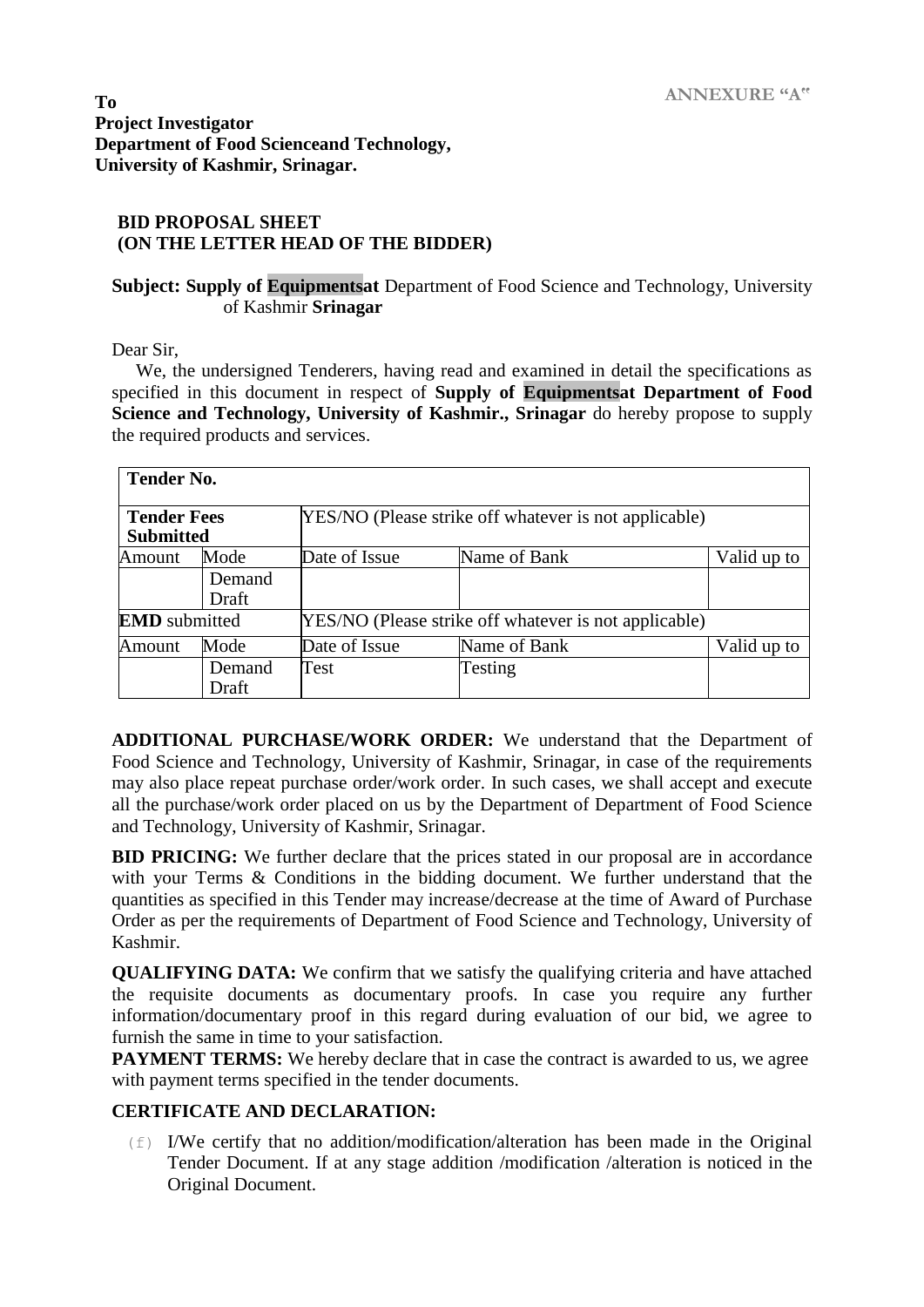**ANNEXURE "A"**

**To**
**Project Investigator**
**Department of Food Scienceand Technology,**
**University of Kashmir, Srinagar.**

**BID PROPOSAL SHEET**
**(ON THE LETTER HEAD OF THE BIDDER)**

**Subject: Supply of Equipmentsat** Department of Food Science and Technology, University of Kashmir **Srinagar**

Dear Sir,

We, the undersigned Tenderers, having read and examined in detail the specifications as specified in this document in respect of **Supply of Equipmentsat Department of Food Science and Technology, University of Kashmir., Srinagar** do hereby propose to supply the required products and services.

| **Tender No.** | | | | |
|---|---|---|---|---|
| **Tender Fees Submitted** | | YES/NO (Please strike off whatever is not applicable) | | |
| Amount | Mode | Date of Issue | Name of Bank | Valid up to |
| | Demand Draft | | | |
| **EMD** submitted | | YES/NO (Please strike off whatever is not applicable) | | |
| Amount | Mode | Date of Issue | Name of Bank | Valid up to |
| | Demand Draft | Test | Testing | |

**ADDITIONAL PURCHASE/WORK ORDER:** We understand that the Department of Food Science and Technology, University of Kashmir, Srinagar, in case of the requirements may also place repeat purchase order/work order. In such cases, we shall accept and execute all the purchase/work order placed on us by the Department of Department of Food Science and Technology, University of Kashmir, Srinagar.

**BID PRICING:** We further declare that the prices stated in our proposal are in accordance with your Terms & Conditions in the bidding document. We further understand that the quantities as specified in this Tender may increase/decrease at the time of Award of Purchase Order as per the requirements of Department of Food Science and Technology, University of Kashmir.

**QUALIFYING DATA:** We confirm that we satisfy the qualifying criteria and have attached the requisite documents as documentary proofs. In case you require any further information/documentary proof in this regard during evaluation of our bid, we agree to furnish the same in time to your satisfaction.

**PAYMENT TERMS:** We hereby declare that in case the contract is awarded to us, we agree with payment terms specified in the tender documents.

**CERTIFICATE AND DECLARATION:**

(f) I/We certify that no addition/modification/alteration has been made in the Original Tender Document. If at any stage addition /modification /alteration is noticed in the Original Document.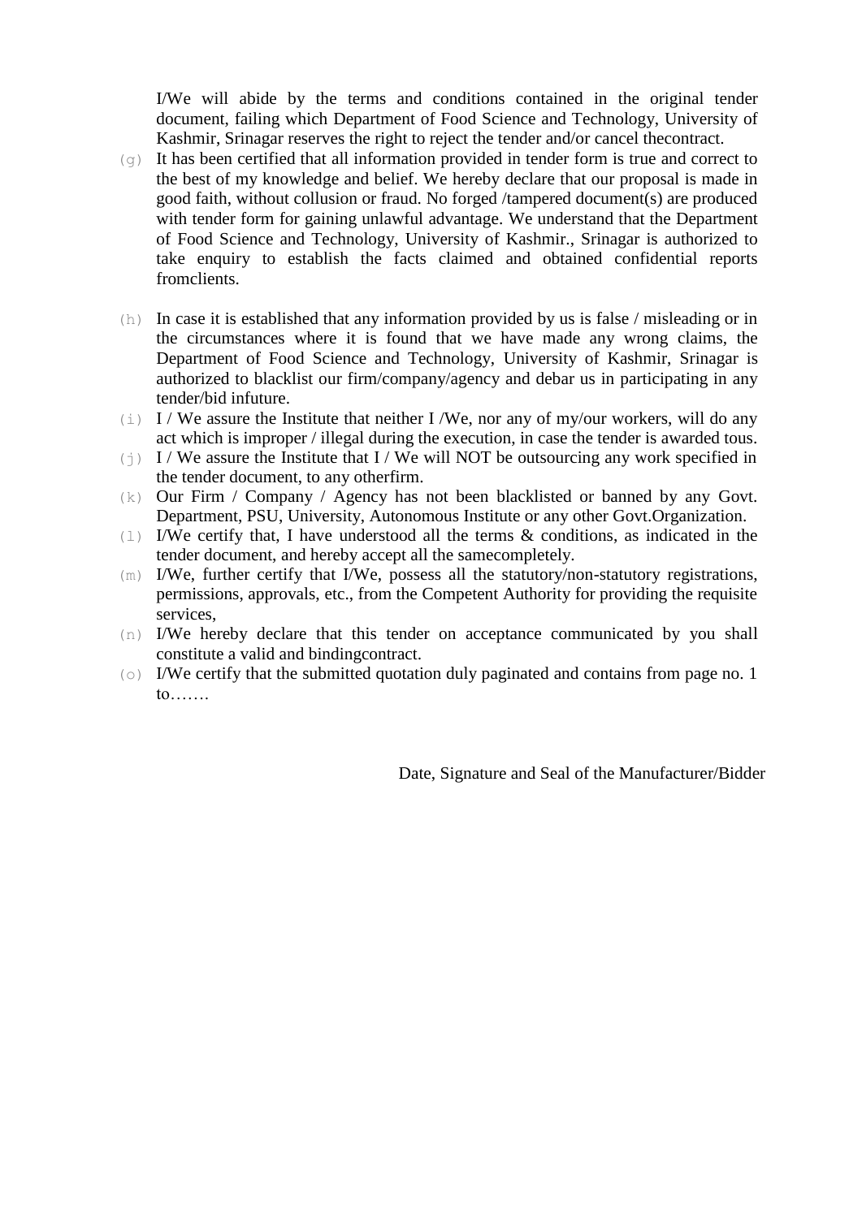I/We will abide by the terms and conditions contained in the original tender document, failing which Department of Food Science and Technology, University of Kashmir, Srinagar reserves the right to reject the tender and/or cancel thecontract.

(g) It has been certified that all information provided in tender form is true and correct to the best of my knowledge and belief. We hereby declare that our proposal is made in good faith, without collusion or fraud. No forged /tampered document(s) are produced with tender form for gaining unlawful advantage. We understand that the Department of Food Science and Technology, University of Kashmir., Srinagar is authorized to take enquiry to establish the facts claimed and obtained confidential reports fromclients.

(h) In case it is established that any information provided by us is false / misleading or in the circumstances where it is found that we have made any wrong claims, the Department of Food Science and Technology, University of Kashmir, Srinagar is authorized to blacklist our firm/company/agency and debar us in participating in any tender/bid infuture.

(i) I / We assure the Institute that neither I /We, nor any of my/our workers, will do any act which is improper / illegal during the execution, in case the tender is awarded tous.

(j) I / We assure the Institute that I / We will NOT be outsourcing any work specified in the tender document, to any otherfirm.

(k) Our Firm / Company / Agency has not been blacklisted or banned by any Govt. Department, PSU, University, Autonomous Institute or any other Govt.Organization.

(l) I/We certify that, I have understood all the terms & conditions, as indicated in the tender document, and hereby accept all the samecompletely.

(m) I/We, further certify that I/We, possess all the statutory/non-statutory registrations, permissions, approvals, etc., from the Competent Authority for providing the requisite services,

(n) I/We hereby declare that this tender on acceptance communicated by you shall constitute a valid and bindingcontract.

(o) I/We certify that the submitted quotation duly paginated and contains from page no. 1 to…….

Date, Signature and Seal of the Manufacturer/Bidder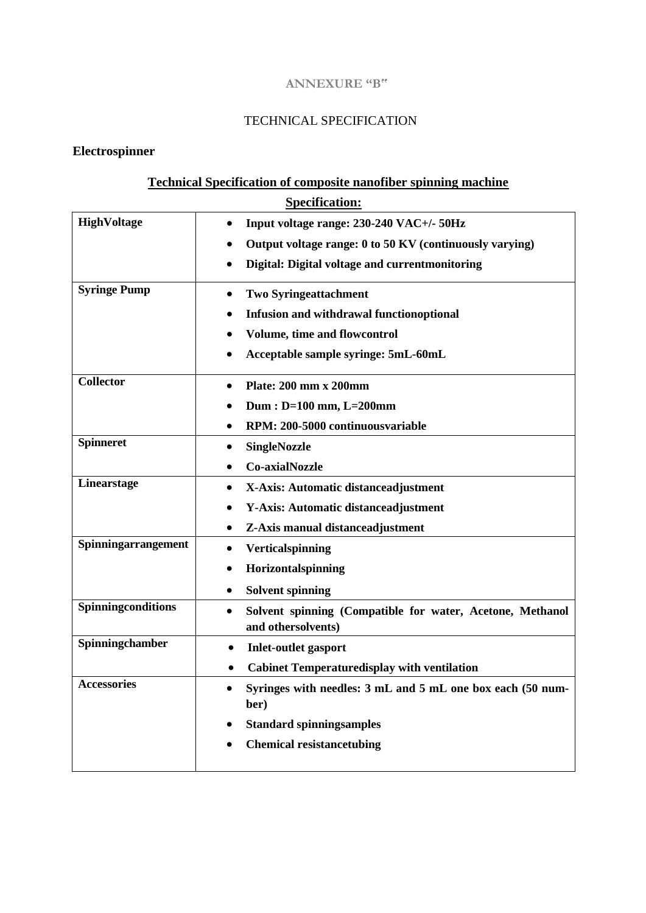**ANNEXURE "B"**

TECHNICAL SPECIFICATION

**Electrospinner**

**Technical Specification of composite nanofiber spinning machine**

**Specification:**

| | |
|---|---|
| **HighVoltage** | • **Input voltage range: 230-240 VAC+/- 50Hz**<br>• **Output voltage range: 0 to 50 KV (continuously varying)**<br>• **Digital: Digital voltage and currentmonitoring** |
| **Syringe Pump** | • **Two Syringeattachment**<br>• **Infusion and withdrawal functionoptional**<br>• **Volume, time and flowcontrol**<br>• **Acceptable sample syringe: 5mL-60mL** |
| **Collector** | • **Plate: 200 mm x 200mm**<br>• **Dum : D=100 mm, L=200mm**<br>• **RPM: 200-5000 continuousvariable** |
| **Spinneret** | • **SingleNozzle**<br>• **Co-axialNozzle** |
| **Linearstage** | • **X-Axis: Automatic distanceadjustment**<br>• **Y-Axis: Automatic distanceadjustment**<br>• **Z-Axis manual distanceadjustment** |
| **Spinningarrangement** | • **Verticalspinning**<br>• **Horizontalspinning**<br>• **Solvent spinning** |
| **Spinningconditions** | • **Solvent spinning (Compatible for water, Acetone, Methanol and othersolvents)** |
| **Spinningchamber** | • **Inlet-outlet gasport**<br>• **Cabinet Temperaturedisplay with ventilation** |
| **Accessories** | • **Syringes with needles: 3 mL and 5 mL one box each (50 number)**<br>• **Standard spinningsamples**<br>• **Chemical resistancetubing** |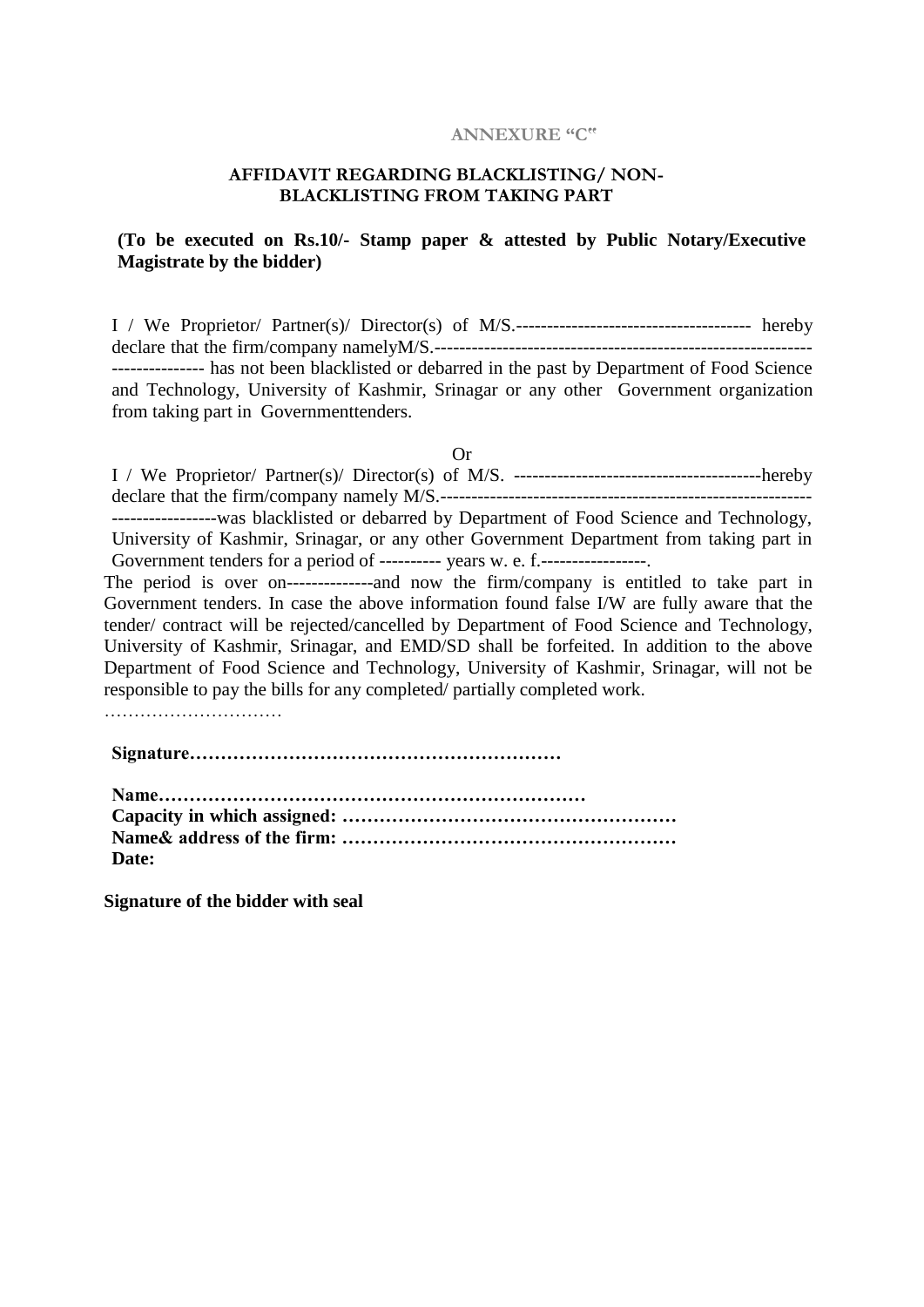**ANNEXURE "C"**

## AFFIDAVIT REGARDING BLACKLISTING/ NON-BLACKLISTING FROM TAKING PART

**(To be executed on Rs.10/- Stamp paper & attested by Public Notary/Executive Magistrate by the bidder)**

I / We Proprietor/ Partner(s)/ Director(s) of M/S.------------------------------------- hereby declare that the firm/company namelyM/S.------------------------------------------------------------- -------------- has not been blacklisted or debarred in the past by Department of Food Science and Technology, University of Kashmir, Srinagar or any other Government organization from taking part in Governmenttenders.

Or

I / We Proprietor/ Partner(s)/ Director(s) of M/S. ---------------------------------------hereby declare that the firm/company namely M/S.------------------------------------------------------------ ----------------was blacklisted or debarred by Department of Food Science and Technology, University of Kashmir, Srinagar, or any other Government Department from taking part in Government tenders for a period of ---------- years w. e. f.-----------------.

The period is over on-------------and now the firm/company is entitled to take part in Government tenders. In case the above information found false I/W are fully aware that the tender/ contract will be rejected/cancelled by Department of Food Science and Technology, University of Kashmir, Srinagar, and EMD/SD shall be forfeited. In addition to the above Department of Food Science and Technology, University of Kashmir, Srinagar, will not be responsible to pay the bills for any completed/ partially completed work.

…………………………

**Signature……………………………………………………**

**Name…………………………………………………………**
**Capacity in which assigned: ………………………………………………**
**Name& address of the firm: ………………………………………………**
**Date:**

**Signature of the bidder with seal**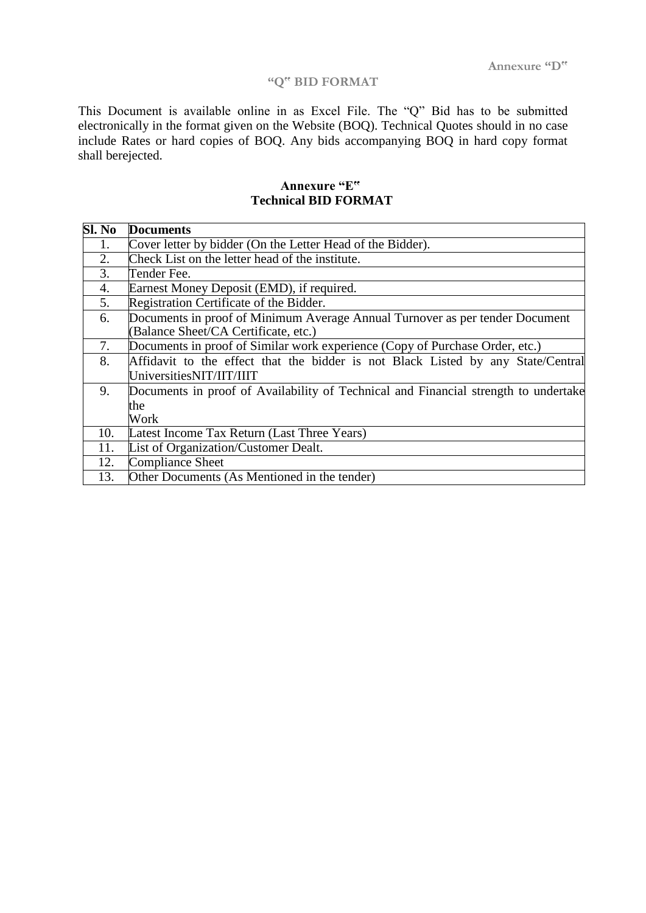Annexure "D"

## "Q" BID FORMAT

This Document is available online in as Excel File. The "Q" Bid has to be submitted electronically in the format given on the Website (BOQ). Technical Quotes should in no case include Rates or hard copies of BOQ. Any bids accompanying BOQ in hard copy format shall berejected.

## Annexure "E"
## Technical BID FORMAT

| Sl. No | Documents |
|---|---|
| 1. | Cover letter by bidder (On the Letter Head of the Bidder). |
| 2. | Check List on the letter head of the institute. |
| 3. | Tender Fee. |
| 4. | Earnest Money Deposit (EMD), if required. |
| 5. | Registration Certificate of the Bidder. |
| 6. | Documents in proof of Minimum Average Annual Turnover as per tender Document (Balance Sheet/CA Certificate, etc.) |
| 7. | Documents in proof of Similar work experience (Copy of Purchase Order, etc.) |
| 8. | Affidavit to the effect that the bidder is not Black Listed by any State/Central UniversitiesNIT/IIT/IIIT |
| 9. | Documents in proof of Availability of Technical and Financial strength to undertake the Work |
| 10. | Latest Income Tax Return (Last Three Years) |
| 11. | List of Organization/Customer Dealt. |
| 12. | Compliance Sheet |
| 13. | Other Documents (As Mentioned in the tender) |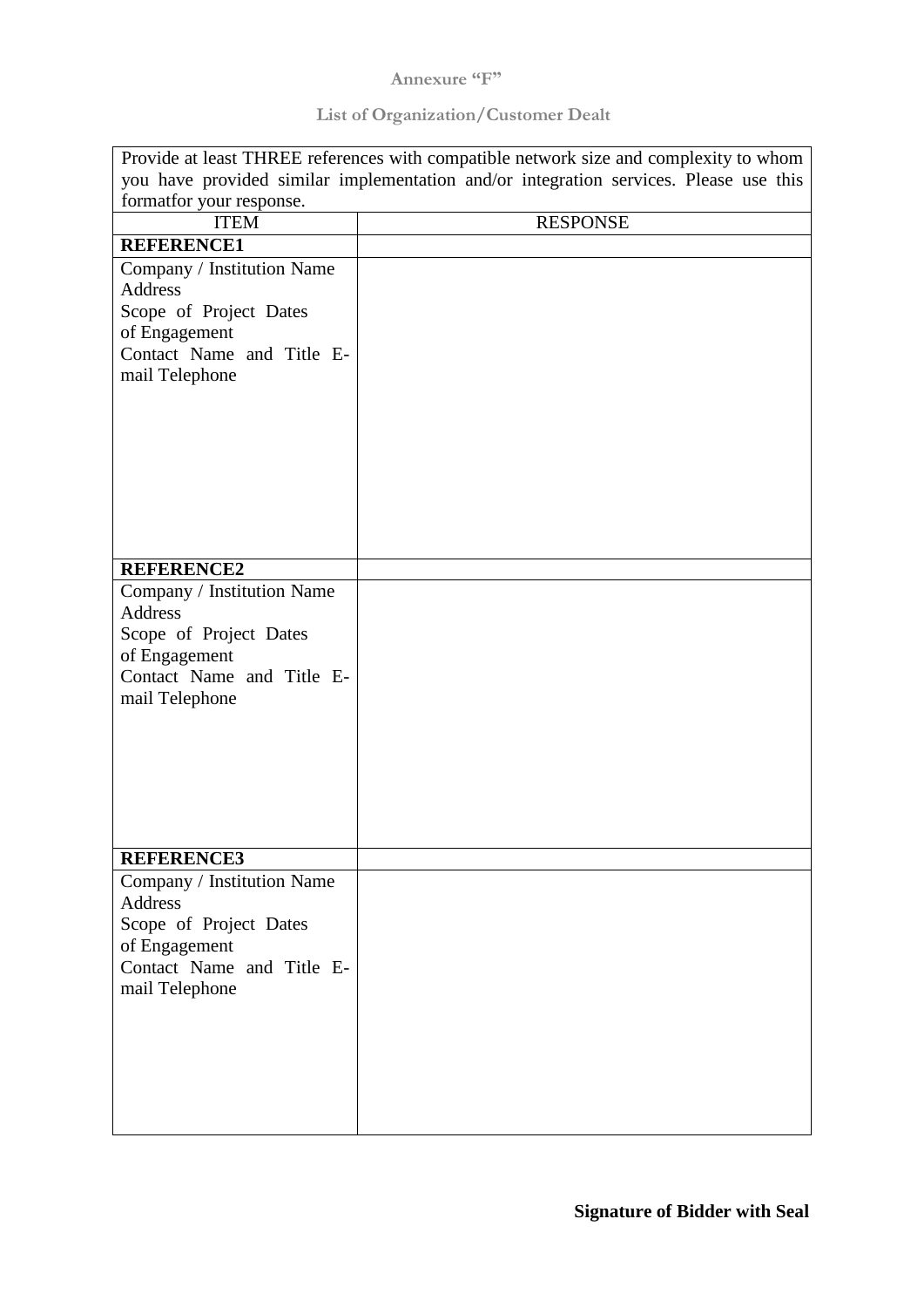## Annexure "F"

## List of Organization/Customer Dealt

| Provide at least THREE references with compatible network size and complexity to whom you have provided similar implementation and/or integration services. Please use this formatfor your response. | |
|---|---|
| ITEM | RESPONSE |
| **REFERENCE1** | |
| Company / Institution Name Address Scope of Project Dates of Engagement Contact Name and Title E-mail Telephone | |
| **REFERENCE2** | |
| Company / Institution Name Address Scope of Project Dates of Engagement Contact Name and Title E-mail Telephone | |
| **REFERENCE3** | |
| Company / Institution Name Address Scope of Project Dates of Engagement Contact Name and Title E-mail Telephone | |

**Signature of Bidder with Seal**